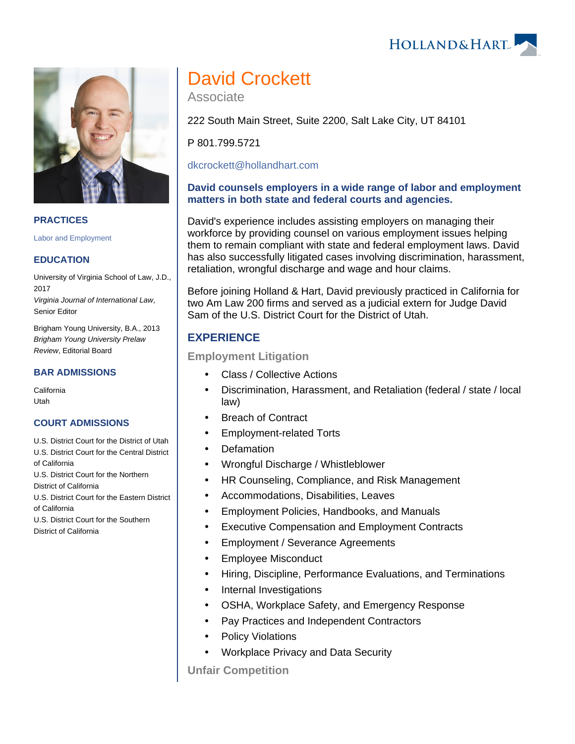# David Crockett

Associate

222 South Main Street, Suite 2200, Salt Lake City, UT 84101

P 801.799.5721

dkcrockett@hollandhart.com

**David counsels employers in a wide range of labor and employment matters in both state and federal courts and agencies.**

David's experience includes assisting employers on managing their workforce by providing counsel on various employment issues helping them to remain compliant with state and federal employment laws. David has also successfully litigated cases involving discrimination, harassment, retaliation, wrongful discharge and wage and hour claims.

Before joining Holland & Hart, David previously practiced in California for two Am Law 200 firms and served as a judicial extern for Judge David Sam of the U.S. District Court for the District of Utah.

## PRACTICES

Labor and Employment

## EDUCATION

University of Virginia School of Law, J.D., 2017
*Virginia Journal of International Law*, Senior Editor

Brigham Young University, B.A., 2013
*Brigham Young University Prelaw Review*, Editorial Board

## BAR ADMISSIONS

California
Utah

## COURT ADMISSIONS

U.S. District Court for the District of Utah
U.S. District Court for the Central District of California
U.S. District Court for the Northern District of California
U.S. District Court for the Eastern District of California
U.S. District Court for the Southern District of California

## EXPERIENCE

### Employment Litigation

- Class / Collective Actions
- Discrimination, Harassment, and Retaliation (federal / state / local law)
- Breach of Contract
- Employment-related Torts
- Defamation
- Wrongful Discharge / Whistleblower
- HR Counseling, Compliance, and Risk Management
- Accommodations, Disabilities, Leaves
- Employment Policies, Handbooks, and Manuals
- Executive Compensation and Employment Contracts
- Employment / Severance Agreements
- Employee Misconduct
- Hiring, Discipline, Performance Evaluations, and Terminations
- Internal Investigations
- OSHA, Workplace Safety, and Emergency Response
- Pay Practices and Independent Contractors
- Policy Violations
- Workplace Privacy and Data Security

### Unfair Competition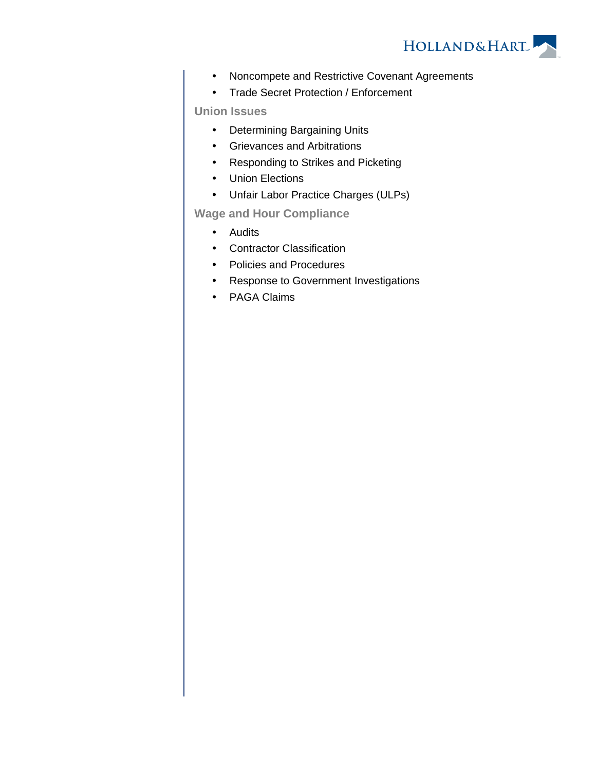- Noncompete and Restrictive Covenant Agreements
- Trade Secret Protection / Enforcement

### Union Issues

- Determining Bargaining Units
- Grievances and Arbitrations
- Responding to Strikes and Picketing
- Union Elections
- Unfair Labor Practice Charges (ULPs)

### Wage and Hour Compliance

- Audits
- Contractor Classification
- Policies and Procedures
- Response to Government Investigations
- PAGA Claims